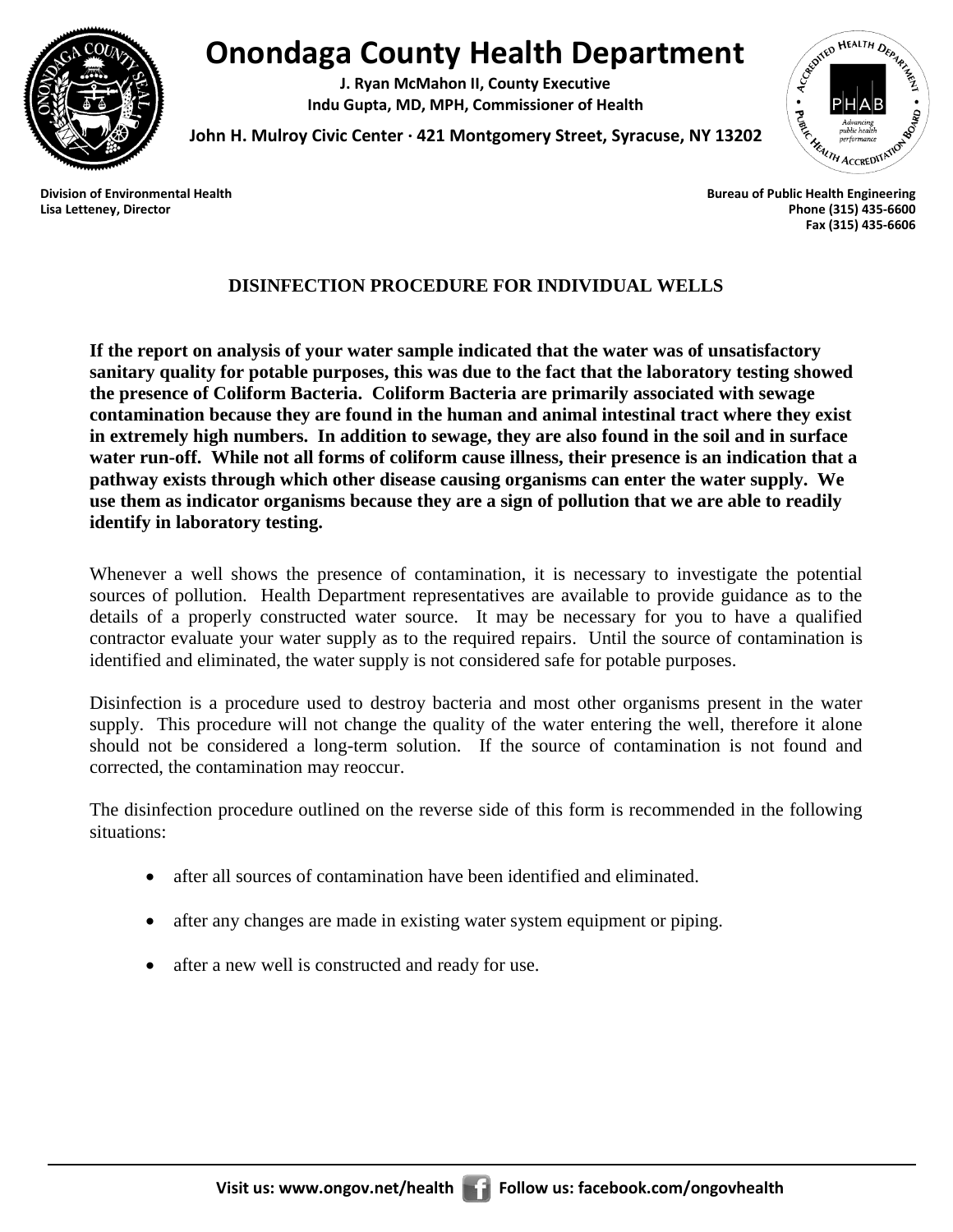# Onondaga County Health Department

**J. Ryan McMahon II, County Executive**
**Indu Gupta, MD, MPH, Commissioner of Health**

**John H. Mulroy Civic Center · 421 Montgomery Street, Syracuse, NY 13202**

**Division of Environmental Health**
**Lisa Letteney, Director**

**Bureau of Public Health Engineering**
**Phone (315) 435-6600**
**Fax (315) 435-6606**

## DISINFECTION PROCEDURE FOR INDIVIDUAL WELLS

**If the report on analysis of your water sample indicated that the water was of unsatisfactory sanitary quality for potable purposes, this was due to the fact that the laboratory testing showed the presence of Coliform Bacteria. Coliform Bacteria are primarily associated with sewage contamination because they are found in the human and animal intestinal tract where they exist in extremely high numbers. In addition to sewage, they are also found in the soil and in surface water run-off. While not all forms of coliform cause illness, their presence is an indication that a pathway exists through which other disease causing organisms can enter the water supply. We use them as indicator organisms because they are a sign of pollution that we are able to readily identify in laboratory testing.**

Whenever a well shows the presence of contamination, it is necessary to investigate the potential sources of pollution. Health Department representatives are available to provide guidance as to the details of a properly constructed water source. It may be necessary for you to have a qualified contractor evaluate your water supply as to the required repairs. Until the source of contamination is identified and eliminated, the water supply is not considered safe for potable purposes.

Disinfection is a procedure used to destroy bacteria and most other organisms present in the water supply. This procedure will not change the quality of the water entering the well, therefore it alone should not be considered a long-term solution. If the source of contamination is not found and corrected, the contamination may reoccur.

The disinfection procedure outlined on the reverse side of this form is recommended in the following situations:

- after all sources of contamination have been identified and eliminated.
- after any changes are made in existing water system equipment or piping.
- after a new well is constructed and ready for use.

Visit us: www.ongov.net/health Follow us: facebook.com/ongovhealth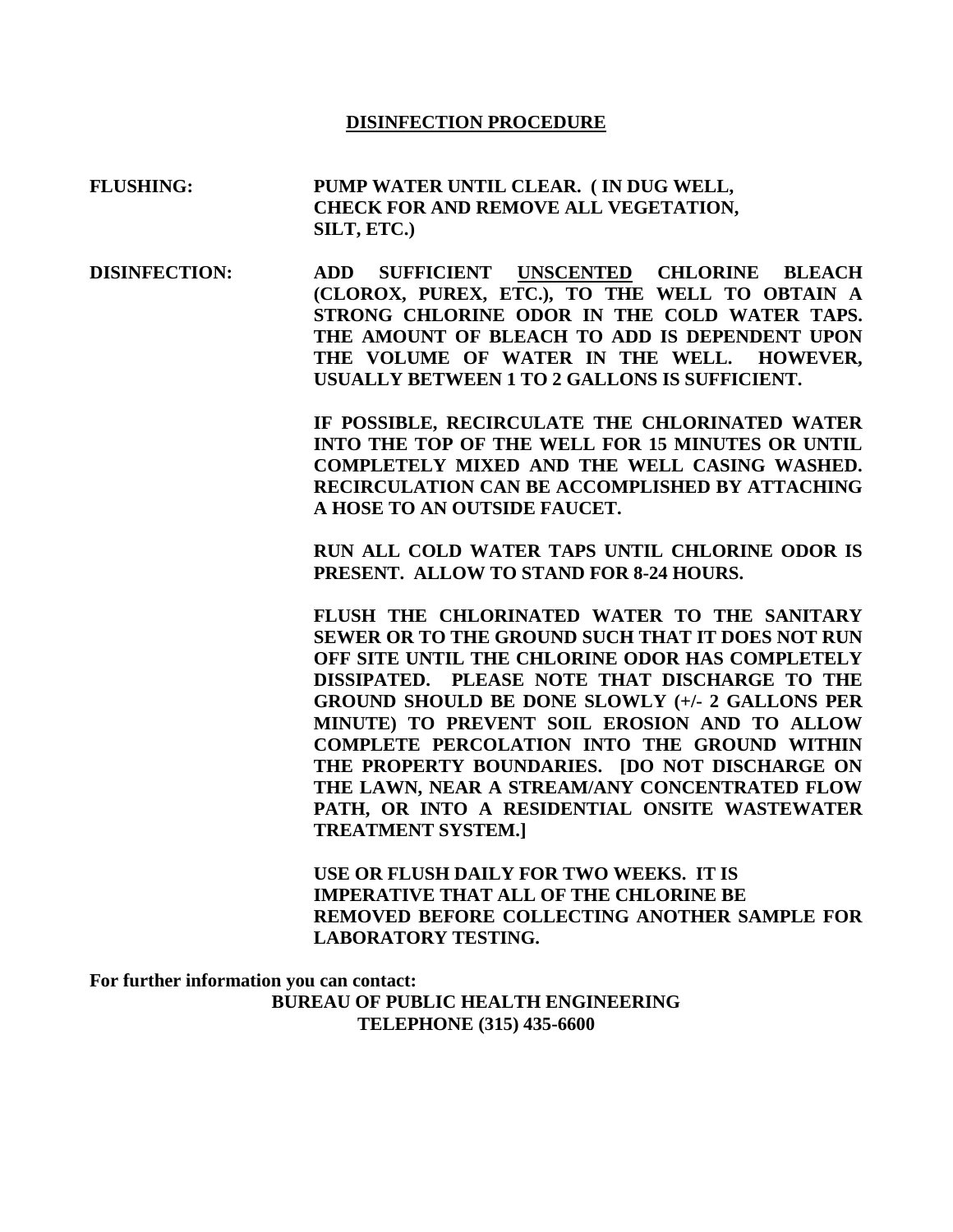## DISINFECTION PROCEDURE

**FLUSHING:** **PUMP WATER UNTIL CLEAR. ( IN DUG WELL, CHECK FOR AND REMOVE ALL VEGETATION, SILT, ETC.)**

**DISINFECTION:** **ADD SUFFICIENT UNSCENTED CHLORINE BLEACH (CLOROX, PUREX, ETC.), TO THE WELL TO OBTAIN A STRONG CHLORINE ODOR IN THE COLD WATER TAPS. THE AMOUNT OF BLEACH TO ADD IS DEPENDENT UPON THE VOLUME OF WATER IN THE WELL. HOWEVER, USUALLY BETWEEN 1 TO 2 GALLONS IS SUFFICIENT.**

**IF POSSIBLE, RECIRCULATE THE CHLORINATED WATER INTO THE TOP OF THE WELL FOR 15 MINUTES OR UNTIL COMPLETELY MIXED AND THE WELL CASING WASHED. RECIRCULATION CAN BE ACCOMPLISHED BY ATTACHING A HOSE TO AN OUTSIDE FAUCET.**

**RUN ALL COLD WATER TAPS UNTIL CHLORINE ODOR IS PRESENT. ALLOW TO STAND FOR 8-24 HOURS.**

**FLUSH THE CHLORINATED WATER TO THE SANITARY SEWER OR TO THE GROUND SUCH THAT IT DOES NOT RUN OFF SITE UNTIL THE CHLORINE ODOR HAS COMPLETELY DISSIPATED. PLEASE NOTE THAT DISCHARGE TO THE GROUND SHOULD BE DONE SLOWLY (+/- 2 GALLONS PER MINUTE) TO PREVENT SOIL EROSION AND TO ALLOW COMPLETE PERCOLATION INTO THE GROUND WITHIN THE PROPERTY BOUNDARIES. [DO NOT DISCHARGE ON THE LAWN, NEAR A STREAM/ANY CONCENTRATED FLOW PATH, OR INTO A RESIDENTIAL ONSITE WASTEWATER TREATMENT SYSTEM.]**

**USE OR FLUSH DAILY FOR TWO WEEKS. IT IS IMPERATIVE THAT ALL OF THE CHLORINE BE REMOVED BEFORE COLLECTING ANOTHER SAMPLE FOR LABORATORY TESTING.**

**For further information you can contact:**

**BUREAU OF PUBLIC HEALTH ENGINEERING**
**TELEPHONE (315) 435-6600**